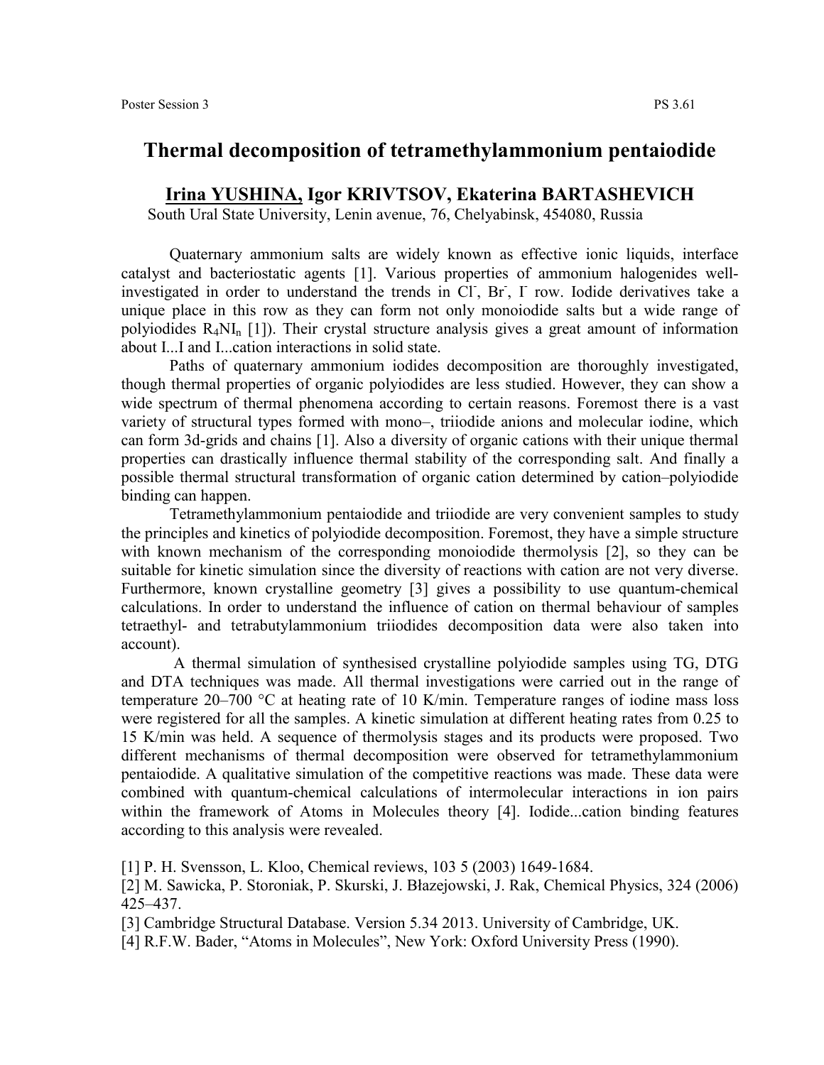# Thermal decomposition of tetramethylammonium pentaiodide

**<u>Irina YUSHINA,</u> Igor KRIVTSOV, Ekaterina BARTASHEVICH**

South Ural State University, Lenin avenue, 76, Chelyabinsk, 454080, Russia

Quaternary ammonium salts are widely known as effective ionic liquids, interface catalyst and bacteriostatic agents [1]. Various properties of ammonium halogenides well-investigated in order to understand the trends in $Cl^-$, $Br^-$, $I^-$ row. Iodide derivatives take a unique place in this row as they can form not only monoiodide salts but a wide range of polyiodides $R_4NI_n$ [1]). Their crystal structure analysis gives a great amount of information about I...I and I...cation interactions in solid state.

Paths of quaternary ammonium iodides decomposition are thoroughly investigated, though thermal properties of organic polyiodides are less studied. However, they can show a wide spectrum of thermal phenomena according to certain reasons. Foremost there is a vast variety of structural types formed with mono–, triiodide anions and molecular iodine, which can form 3d-grids and chains [1]. Also a diversity of organic cations with their unique thermal properties can drastically influence thermal stability of the corresponding salt. And finally a possible thermal structural transformation of organic cation determined by cation–polyiodide binding can happen.

Tetramethylammonium pentaiodide and triiodide are very convenient samples to study the principles and kinetics of polyiodide decomposition. Foremost, they have a simple structure with known mechanism of the corresponding monoiodide thermolysis [2], so they can be suitable for kinetic simulation since the diversity of reactions with cation are not very diverse. Furthermore, known crystalline geometry [3] gives a possibility to use quantum-chemical calculations. In order to understand the influence of cation on thermal behaviour of samples tetraethyl- and tetrabutylammonium triiodides decomposition data were also taken into account).

A thermal simulation of synthesised crystalline polyiodide samples using TG, DTG and DTA techniques was made. All thermal investigations were carried out in the range of temperature 20–700 °C at heating rate of 10 K/min. Temperature ranges of iodine mass loss were registered for all the samples. A kinetic simulation at different heating rates from 0.25 to 15 K/min was held. A sequence of thermolysis stages and its products were proposed. Two different mechanisms of thermal decomposition were observed for tetramethylammonium pentaiodide. A qualitative simulation of the competitive reactions was made. These data were combined with quantum-chemical calculations of intermolecular interactions in ion pairs within the framework of Atoms in Molecules theory [4]. Iodide...cation binding features according to this analysis were revealed.

[1] P. H. Svensson, L. Kloo, Chemical reviews, 103 5 (2003) 1649-1684.

[2] M. Sawicka, P. Storoniak, P. Skurski, J. Błazejowski, J. Rak, Chemical Physics, 324 (2006) 425–437.

[3] Cambridge Structural Database. Version 5.34 2013. University of Cambridge, UK.

[4] R.F.W. Bader, "Atoms in Molecules", New York: Oxford University Press (1990).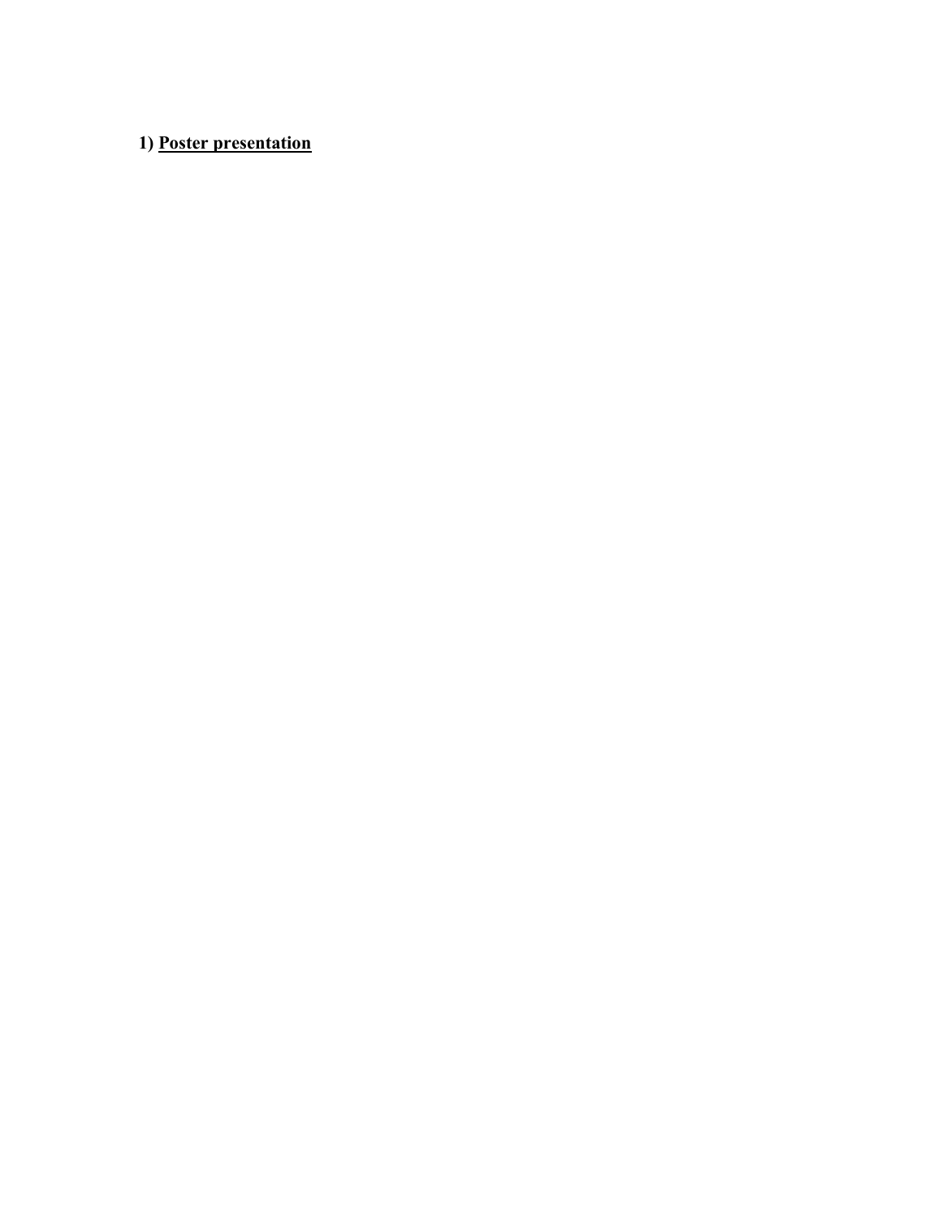**1) <u>Poster presentation</u>**